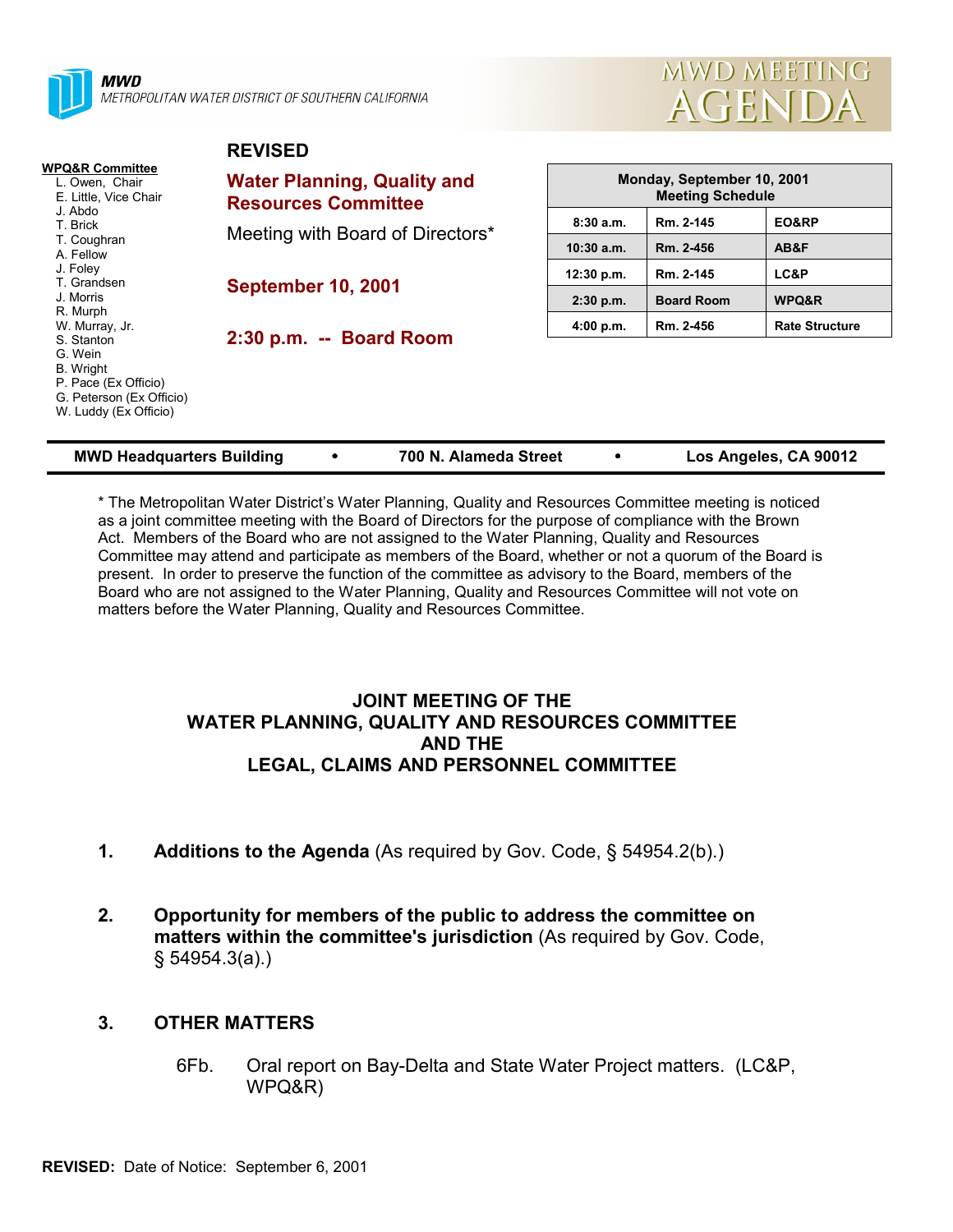**MWD**
METROPOLITAN WATER DISTRICT OF SOUTHERN CALIFORNIA

# MWD MEETING AGENDA

**WPQ&R Committee**
- L. Owen, Chair
- E. Little, Vice Chair
- J. Abdo
- T. Brick
- T. Coughran
- A. Fellow
- J. Foley
- T. Grandsen
- J. Morris
- R. Murph
- W. Murray, Jr.
- S. Stanton
- G. Wein
- B. Wright
- P. Pace (Ex Officio)
- G. Peterson (Ex Officio)
- W. Luddy (Ex Officio)

**REVISED**

## Water Planning, Quality and Resources Committee

Meeting with Board of Directors*

**September 10, 2001**

**2:30 p.m. -- Board Room**

| Monday, September 10, 2001 Meeting Schedule | | |
|---|---|---|
| 8:30 a.m. | Rm. 2-145 | EO&RP |
| 10:30 a.m. | Rm. 2-456 | AB&F |
| 12:30 p.m. | Rm. 2-145 | LC&P |
| 2:30 p.m. | Board Room | WPQ&R |
| 4:00 p.m. | Rm. 2-456 | Rate Structure |

**MWD Headquarters Building • 700 N. Alameda Street • Los Angeles, CA 90012**

* The Metropolitan Water District's Water Planning, Quality and Resources Committee meeting is noticed as a joint committee meeting with the Board of Directors for the purpose of compliance with the Brown Act. Members of the Board who are not assigned to the Water Planning, Quality and Resources Committee may attend and participate as members of the Board, whether or not a quorum of the Board is present. In order to preserve the function of the committee as advisory to the Board, members of the Board who are not assigned to the Water Planning, Quality and Resources Committee will not vote on matters before the Water Planning, Quality and Resources Committee.

## JOINT MEETING OF THE WATER PLANNING, QUALITY AND RESOURCES COMMITTEE AND THE LEGAL, CLAIMS AND PERSONNEL COMMITTEE

1. **Additions to the Agenda** (As required by Gov. Code, § 54954.2(b).)

2. **Opportunity for members of the public to address the committee on matters within the committee's jurisdiction** (As required by Gov. Code, § 54954.3(a).)

3. **OTHER MATTERS**

   6Fb. Oral report on Bay-Delta and State Water Project matters. (LC&P, WPQ&R)

**REVISED:** Date of Notice: September 6, 2001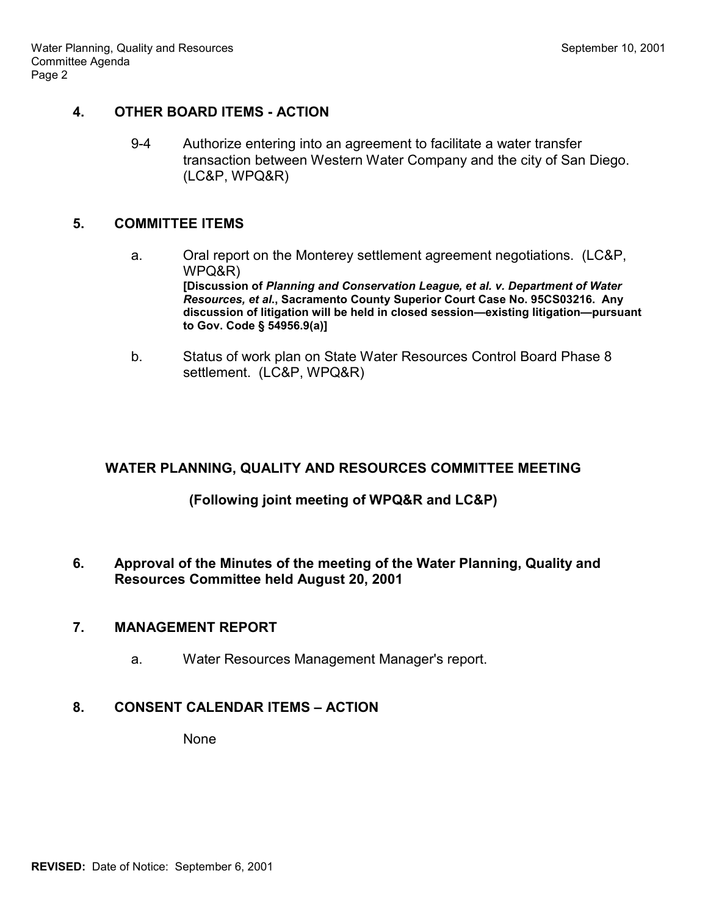## 4. OTHER BOARD ITEMS - ACTION

9-4 Authorize entering into an agreement to facilitate a water transfer transaction between Western Water Company and the city of San Diego. (LC&P, WPQ&R)

## 5. COMMITTEE ITEMS

a. Oral report on the Monterey settlement agreement negotiations. (LC&P, WPQ&R)
**[Discussion of *Planning and Conservation League, et al. v. Department of Water Resources, et al.*, Sacramento County Superior Court Case No. 95CS03216. Any discussion of litigation will be held in closed session—existing litigation—pursuant to Gov. Code § 54956.9(a)]**

b. Status of work plan on State Water Resources Control Board Phase 8 settlement. (LC&P, WPQ&R)

**WATER PLANNING, QUALITY AND RESOURCES COMMITTEE MEETING**

**(Following joint meeting of WPQ&R and LC&P)**

## 6. Approval of the Minutes of the meeting of the Water Planning, Quality and Resources Committee held August 20, 2001

## 7. MANAGEMENT REPORT

a. Water Resources Management Manager's report.

## 8. CONSENT CALENDAR ITEMS – ACTION

None

**REVISED:** Date of Notice: September 6, 2001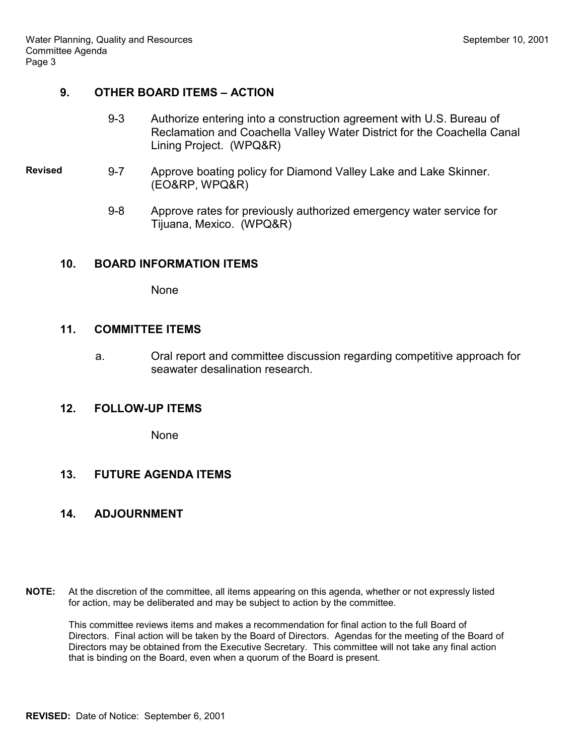## 9. OTHER BOARD ITEMS – ACTION

9-3 Authorize entering into a construction agreement with U.S. Bureau of Reclamation and Coachella Valley Water District for the Coachella Canal Lining Project. (WPQ&R)

**Revised** 9-7 Approve boating policy for Diamond Valley Lake and Lake Skinner. (EO&RP, WPQ&R)

9-8 Approve rates for previously authorized emergency water service for Tijuana, Mexico. (WPQ&R)

## 10. BOARD INFORMATION ITEMS

None

## 11. COMMITTEE ITEMS

a. Oral report and committee discussion regarding competitive approach for seawater desalination research.

## 12. FOLLOW-UP ITEMS

None

## 13. FUTURE AGENDA ITEMS

## 14. ADJOURNMENT

**NOTE:** At the discretion of the committee, all items appearing on this agenda, whether or not expressly listed for action, may be deliberated and may be subject to action by the committee.

This committee reviews items and makes a recommendation for final action to the full Board of Directors. Final action will be taken by the Board of Directors. Agendas for the meeting of the Board of Directors may be obtained from the Executive Secretary. This committee will not take any final action that is binding on the Board, even when a quorum of the Board is present.

**REVISED:** Date of Notice: September 6, 2001